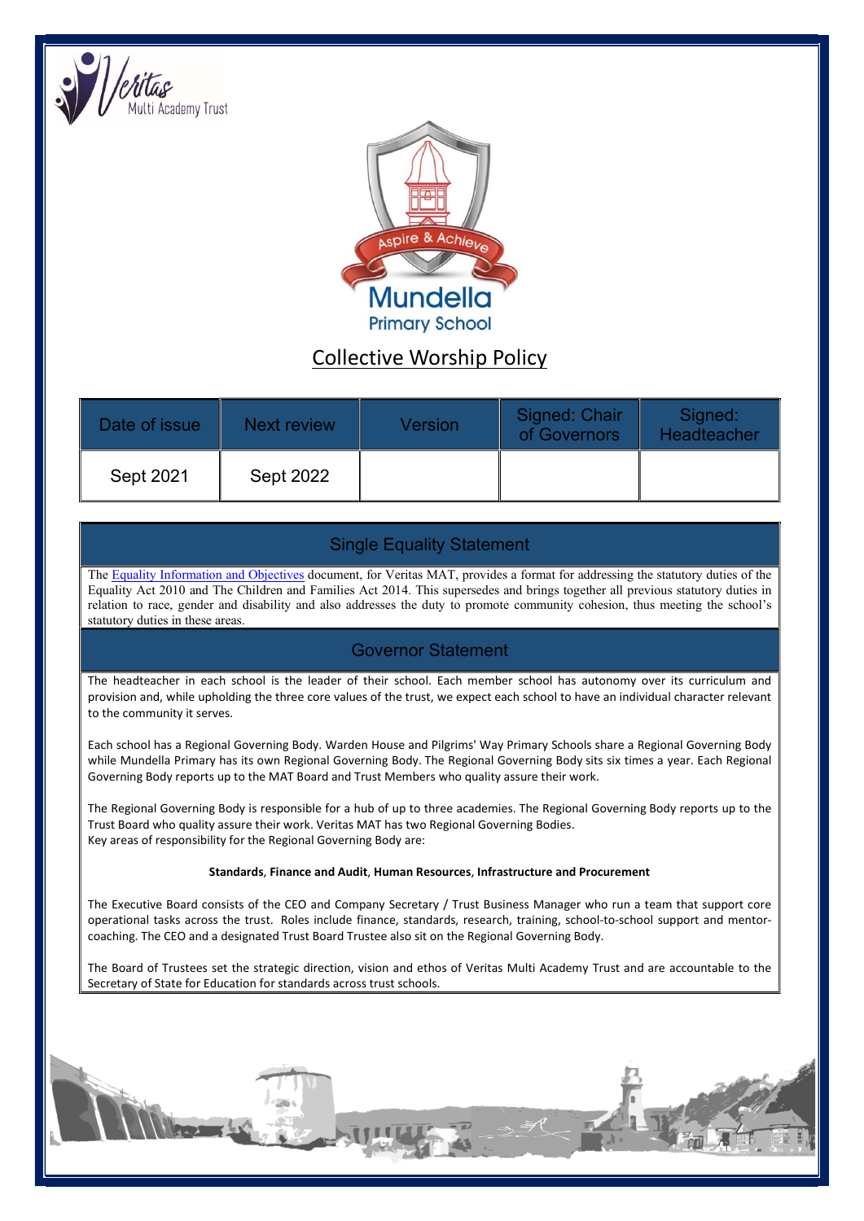# Collective Worship Policy

| Date of issue | Next review | Version | Signed: Chair of Governors | Signed: Headteacher |
|---|---|---|---|---|
| Sept 2021 | Sept 2022 | | | |

## Single Equality Statement

The [Equality Information and Objectives] document, for Veritas MAT, provides a format for addressing the statutory duties of the Equality Act 2010 and The Children and Families Act 2014. This supersedes and brings together all previous statutory duties in relation to race, gender and disability and also addresses the duty to promote community cohesion, thus meeting the school's statutory duties in these areas.

## Governor Statement

The headteacher in each school is the leader of their school. Each member school has autonomy over its curriculum and provision and, while upholding the three core values of the trust, we expect each school to have an individual character relevant to the community it serves.

Each school has a Regional Governing Body. Warden House and Pilgrims' Way Primary Schools share a Regional Governing Body while Mundella Primary has its own Regional Governing Body. The Regional Governing Body sits six times a year. Each Regional Governing Body reports up to the MAT Board and Trust Members who quality assure their work.

The Regional Governing Body is responsible for a hub of up to three academies. The Regional Governing Body reports up to the Trust Board who quality assure their work. Veritas MAT has two Regional Governing Bodies.
Key areas of responsibility for the Regional Governing Body are:

**Standards**, **Finance and Audit**, **Human Resources**, **Infrastructure and Procurement**

The Executive Board consists of the CEO and Company Secretary / Trust Business Manager who run a team that support core operational tasks across the trust. Roles include finance, standards, research, training, school-to-school support and mentor-coaching. The CEO and a designated Trust Board Trustee also sit on the Regional Governing Body.

The Board of Trustees set the strategic direction, vision and ethos of Veritas Multi Academy Trust and are accountable to the Secretary of State for Education for standards across trust schools.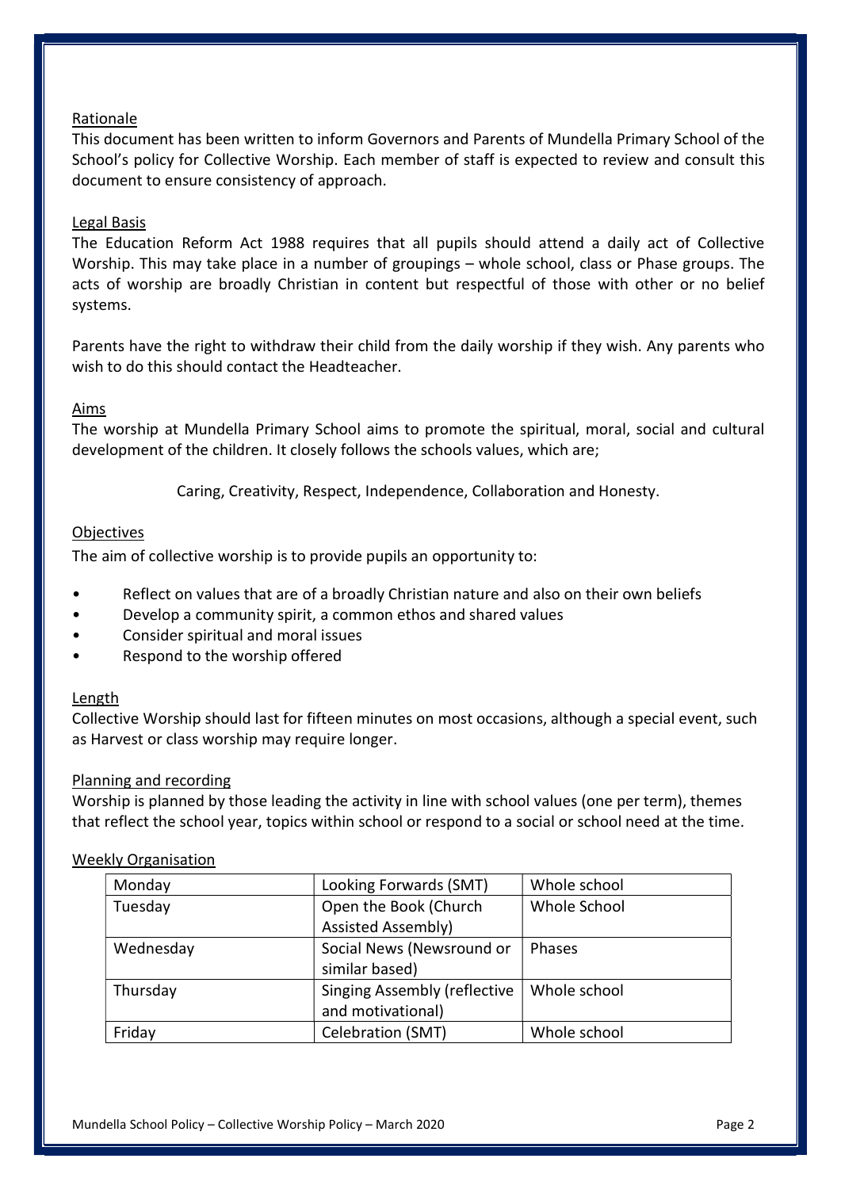## Rationale

This document has been written to inform Governors and Parents of Mundella Primary School of the School's policy for Collective Worship. Each member of staff is expected to review and consult this document to ensure consistency of approach.

## Legal Basis

The Education Reform Act 1988 requires that all pupils should attend a daily act of Collective Worship. This may take place in a number of groupings – whole school, class or Phase groups. The acts of worship are broadly Christian in content but respectful of those with other or no belief systems.

Parents have the right to withdraw their child from the daily worship if they wish. Any parents who wish to do this should contact the Headteacher.

## Aims

The worship at Mundella Primary School aims to promote the spiritual, moral, social and cultural development of the children. It closely follows the schools values, which are;

Caring, Creativity, Respect, Independence, Collaboration and Honesty.

## Objectives

The aim of collective worship is to provide pupils an opportunity to:

- Reflect on values that are of a broadly Christian nature and also on their own beliefs
- Develop a community spirit, a common ethos and shared values
- Consider spiritual and moral issues
- Respond to the worship offered

## Length

Collective Worship should last for fifteen minutes on most occasions, although a special event, such as Harvest or class worship may require longer.

## Planning and recording

Worship is planned by those leading the activity in line with school values (one per term), themes that reflect the school year, topics within school or respond to a social or school need at the time.

## Weekly Organisation

| | | |
|---|---|---|
| Monday | Looking Forwards (SMT) | Whole school |
| Tuesday | Open the Book (Church Assisted Assembly) | Whole School |
| Wednesday | Social News (Newsround or similar based) | Phases |
| Thursday | Singing Assembly (reflective and motivational) | Whole school |
| Friday | Celebration (SMT) | Whole school |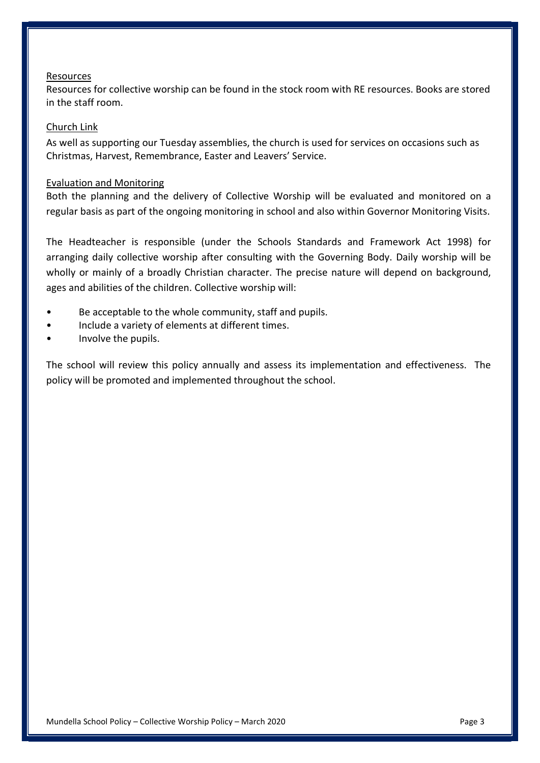Resources

Resources for collective worship can be found in the stock room with RE resources. Books are stored in the staff room.

Church Link

As well as supporting our Tuesday assemblies, the church is used for services on occasions such as Christmas, Harvest, Remembrance, Easter and Leavers' Service.

Evaluation and Monitoring

Both the planning and the delivery of Collective Worship will be evaluated and monitored on a regular basis as part of the ongoing monitoring in school and also within Governor Monitoring Visits.

The Headteacher is responsible (under the Schools Standards and Framework Act 1998) for arranging daily collective worship after consulting with the Governing Body. Daily worship will be wholly or mainly of a broadly Christian character. The precise nature will depend on background, ages and abilities of the children. Collective worship will:

- Be acceptable to the whole community, staff and pupils.
- Include a variety of elements at different times.
- Involve the pupils.

The school will review this policy annually and assess its implementation and effectiveness. The policy will be promoted and implemented throughout the school.